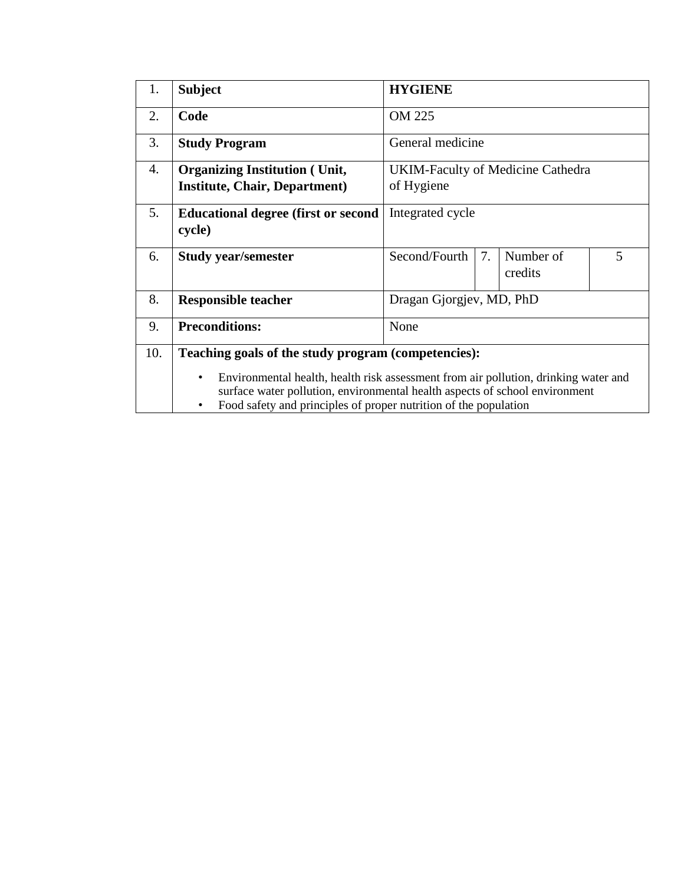| 1. | **Subject** | **HYGIENE** | | | |
|---|---|---|---|---|---|
| 2. | **Code** | OM 225 | | | |
| 3. | **Study Program** | General medicine | | | |
| 4. | **Organizing Institution ( Unit, Institute, Chair, Department)** | UKIM-Faculty of Medicine Cathedra of Hygiene | | | |
| 5. | **Educational degree (first or second cycle)** | Integrated cycle | | | |
| 6. | **Study year/semester** | Second/Fourth | 7. | Number of credits | 5 |
| 8. | **Responsible teacher** | Dragan Gjorgjev, MD, PhD | | | |
| 9. | **Preconditions:** | None | | | |
| 10. | **Teaching goals of the study program (competencies):**<br>• Environmental health, health risk assessment from air pollution, drinking water and surface water pollution, environmental health aspects of school environment<br>• Food safety and principles of proper nutrition of the population | | | | |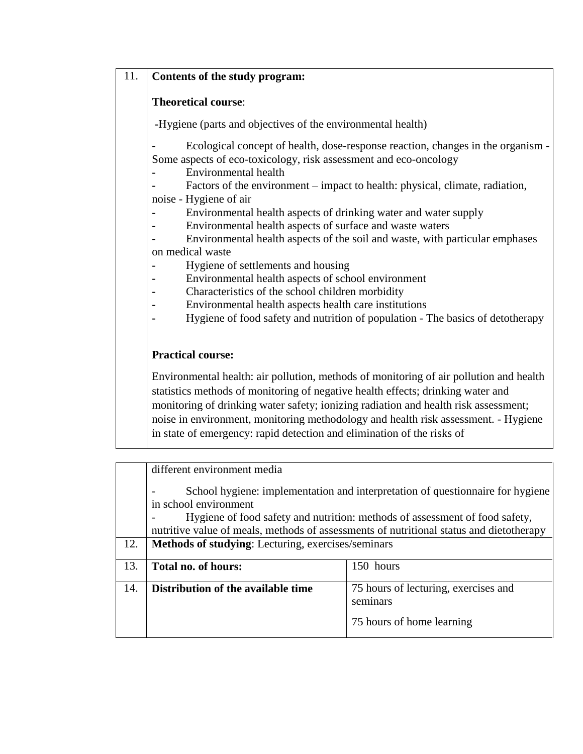| 11. | **Contents of the study program:**<br><br>**Theoretical course**:<br><br>-Hygiene (parts and objectives of the environmental health)<br><br>- Ecological concept of health, dose-response reaction, changes in the organism - Some aspects of eco-toxicology, risk assessment and eco-oncology<br>- Environmental health<br>- Factors of the environment – impact to health: physical, climate, radiation, noise - Hygiene of air<br>- Environmental health aspects of drinking water and water supply<br>- Environmental health aspects of surface and waste waters<br>- Environmental health aspects of the soil and waste, with particular emphases on medical waste<br>- Hygiene of settlements and housing<br>- Environmental health aspects of school environment<br>- Characteristics of the school children morbidity<br>- Environmental health aspects health care institutions<br>- Hygiene of food safety and nutrition of population - The basics of detotherapy<br><br>**Practical course:**<br><br>Environmental health: air pollution, methods of monitoring of air pollution and health statistics methods of monitoring of negative health effects; drinking water and monitoring of drinking water safety; ionizing radiation and health risk assessment; noise in environment, monitoring methodology and health risk assessment. - Hygiene in state of emergency: rapid detection and elimination of the risks of different environment media<br><br>- School hygiene: implementation and interpretation of questionnaire for hygiene in school environment<br>- Hygiene of food safety and nutrition: methods of assessment of food safety, nutritive value of meals, methods of assessments of nutritional status and dietotherapy | |
|---|---|---|
| 12. | **Methods of studying**: Lecturing, exercises/seminars | |
| 13. | **Total no. of hours:** | 150 hours |
| 14. | **Distribution of the available time** | 75 hours of lecturing, exercises and seminars<br><br>75 hours of home learning |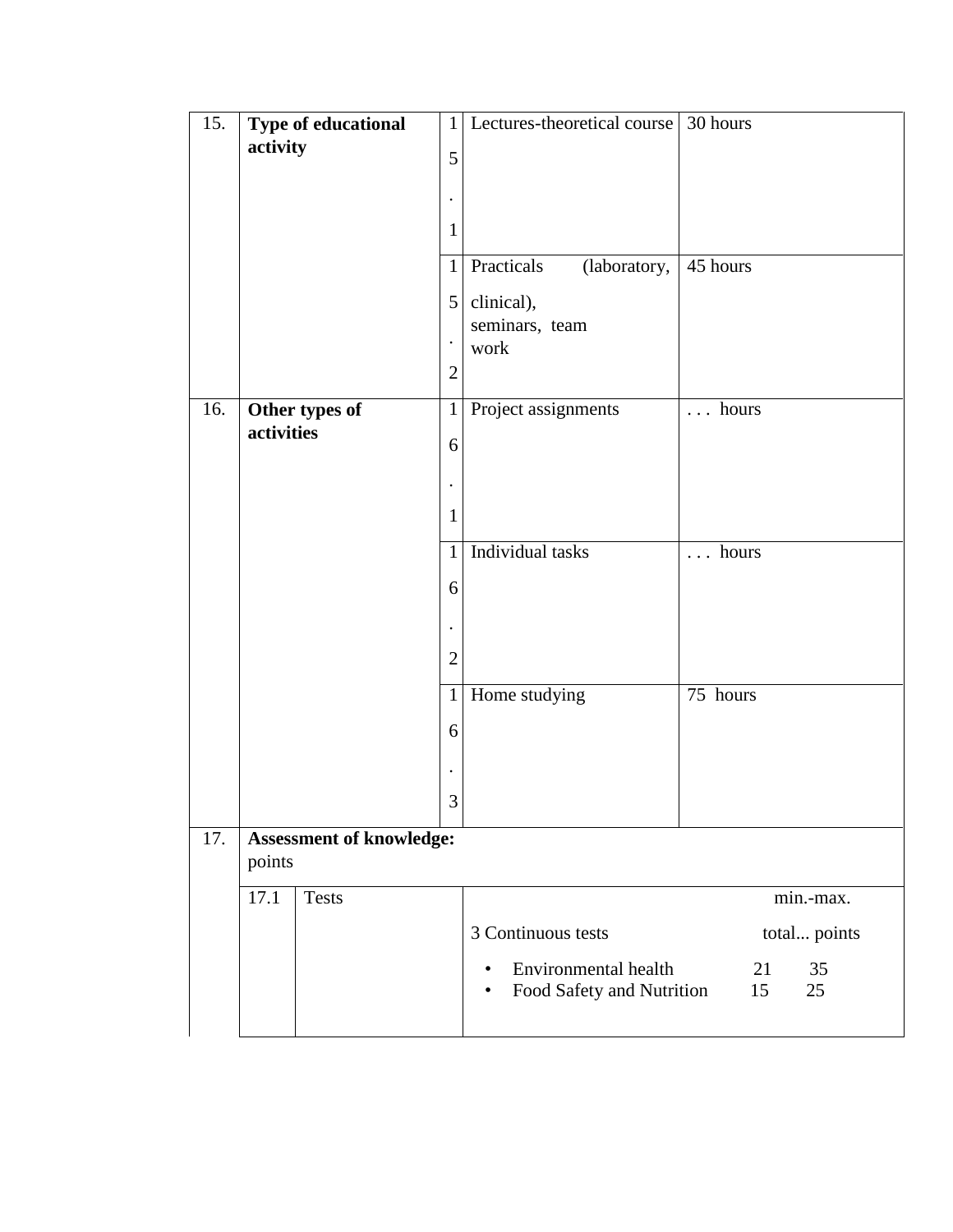| | | | | |
|---|---|---|---|---|
| 15. | **Type of educational activity** | 15.1 | Lectures-theoretical course | 30 hours |
| | | 15.2 | Practicals (laboratory, clinical), seminars, team work | 45 hours |
| 16. | **Other types of activities** | 16.1 | Project assignments | . . . hours |
| | | 16.2 | Individual tasks | . . . hours |
| | | 16.3 | Home studying | 75 hours |
| 17. | **Assessment of knowledge:** points | | | |

| | | |
|---|---|---|
| 17.1 | Tests | min.-max. <br> 3 Continuous tests total... points <br> • Environmental health 21 35 <br> • Food Safety and Nutrition 15 25 |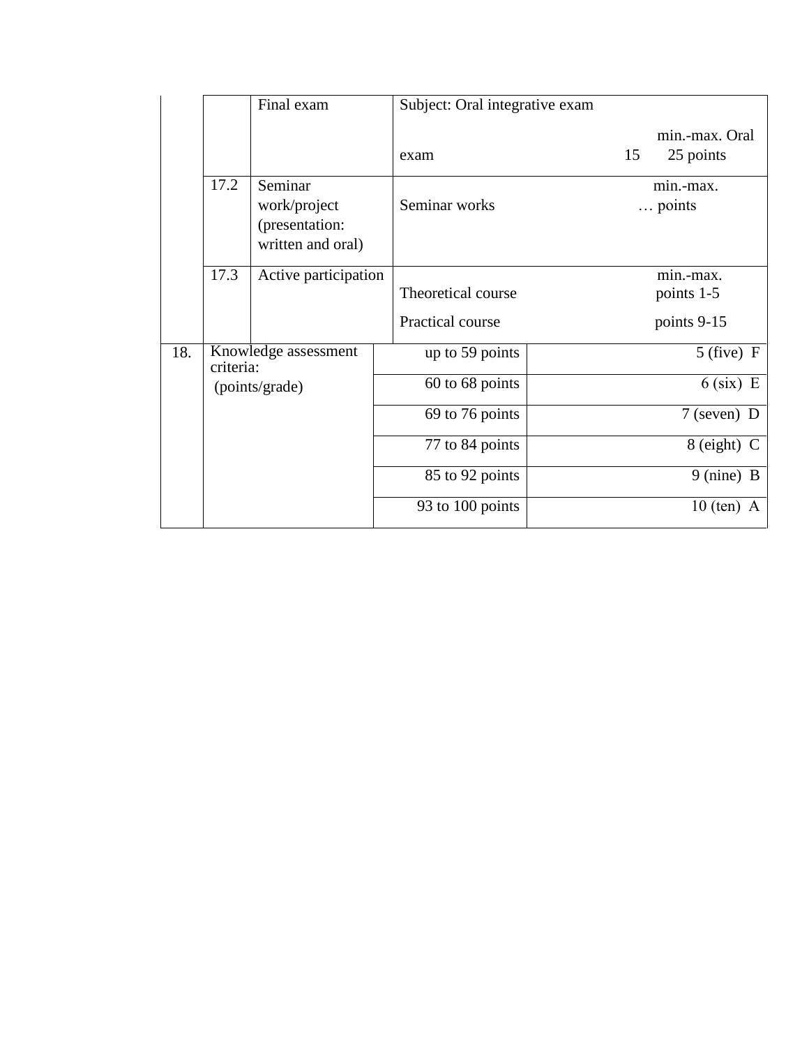|  |  |  |  |
|---|---|---|---|
|  |  | Final exam | Subject: Oral integrative exam<br><br>min.-max. Oral exam 15 25 points |
|  | 17.2 | Seminar work/project (presentation: written and oral) | Seminar works min.-max. … points |
|  | 17.3 | Active participation | min.-max.<br>Theoretical course points 1-5<br>Practical course points 9-15 |

| | | | |
|---|---|---|---|
| 18. | Knowledge assessment criteria:<br>(points/grade) | up to 59 points | 5 (five) F |
|  |  | 60 to 68 points | 6 (six) E |
|  |  | 69 to 76 points | 7 (seven) D |
|  |  | 77 to 84 points | 8 (eight) C |
|  |  | 85 to 92 points | 9 (nine) B |
|  |  | 93 to 100 points | 10 (ten) A |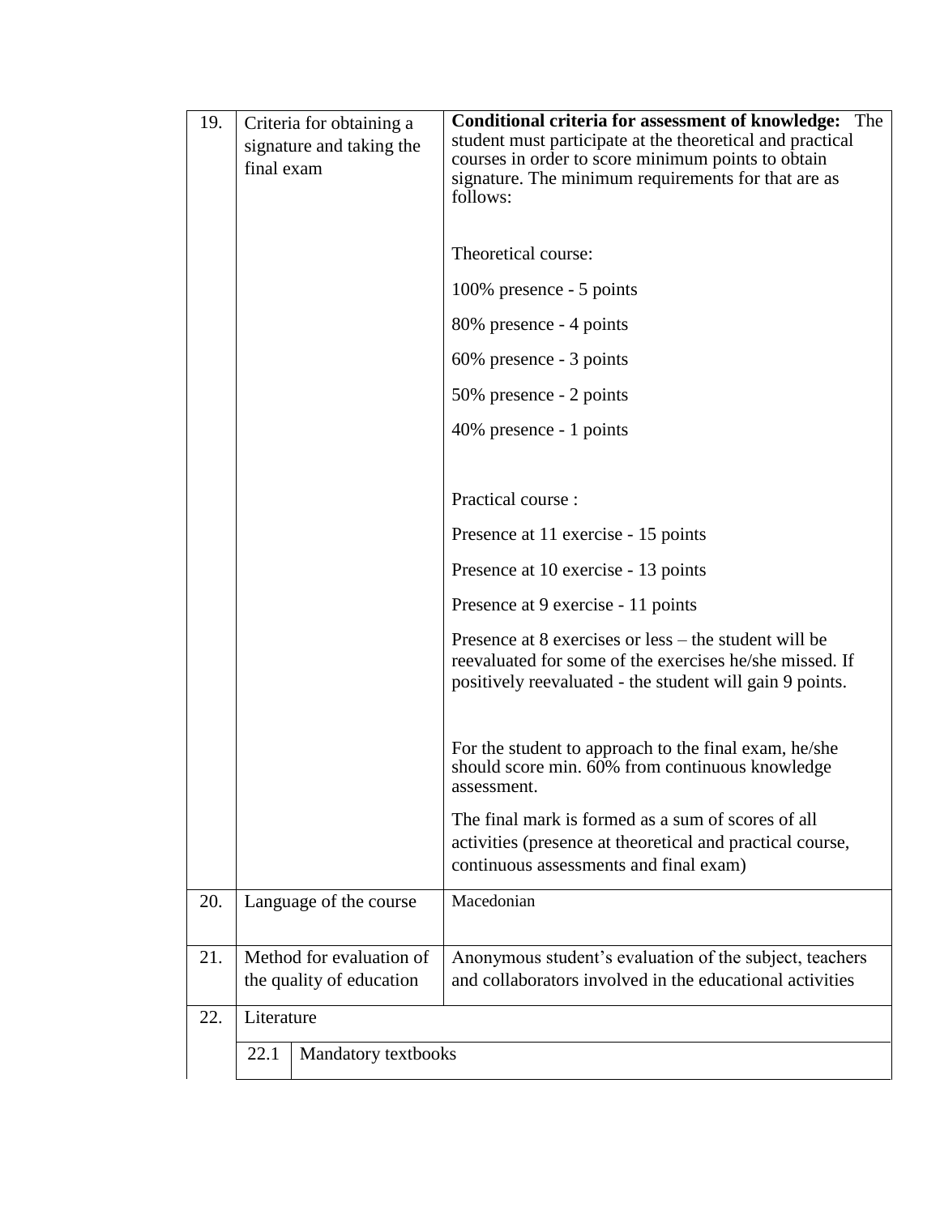| | | |
|---|---|---|
| 19. | Criteria for obtaining a signature and taking the final exam | **Conditional criteria for assessment of knowledge:** The student must participate at the theoretical and practical courses in order to score minimum points to obtain signature. The minimum requirements for that are as follows:<br><br>Theoretical course:<br>100% presence - 5 points<br>80% presence - 4 points<br>60% presence - 3 points<br>50% presence - 2 points<br>40% presence - 1 points<br><br>Practical course :<br>Presence at 11 exercise - 15 points<br>Presence at 10 exercise - 13 points<br>Presence at 9 exercise - 11 points<br>Presence at 8 exercises or less – the student will be reevaluated for some of the exercises he/she missed. If positively reevaluated - the student will gain 9 points.<br><br>For the student to approach to the final exam, he/she should score min. 60% from continuous knowledge assessment.<br>The final mark is formed as a sum of scores of all activities (presence at theoretical and practical course, continuous assessments and final exam) |
| 20. | Language of the course | Macedonian |
| 21. | Method for evaluation of the quality of education | Anonymous student's evaluation of the subject, teachers and collaborators involved in the educational activities |
| 22. | Literature | |
| | 22.1 | Mandatory textbooks |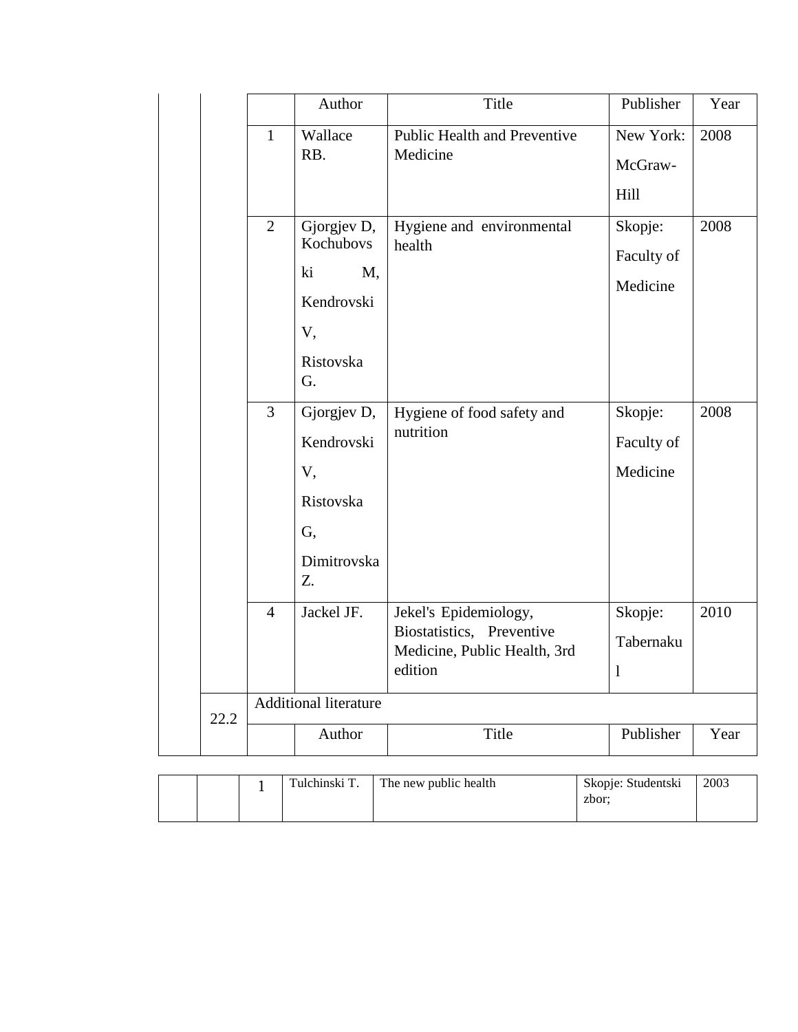| | | | Author | Title | Publisher | Year |
|---|---|---|---|---|---|---|
| | | 1 | Wallace RB. | Public Health and Preventive Medicine | New York: McGraw-Hill | 2008 |
| | | 2 | Gjorgjev D, Kochubovski M, Kendrovski V, Ristovska G. | Hygiene and environmental health | Skopje: Faculty of Medicine | 2008 |
| | | 3 | Gjorgjev D, Kendrovski V, Ristovska G, Dimitrovska Z. | Hygiene of food safety and nutrition | Skopje: Faculty of Medicine | 2008 |
| | | 4 | Jackel JF. | Jekel's Epidemiology, Biostatistics, Preventive Medicine, Public Health, 3rd edition | Skopje: Tabernakul | 2010 |
| | 22.2 | Additional literature | | | | |
| | | | Author | Title | Publisher | Year |
| | | 1 | Tulchinski T. | The new public health | Skopje: Studentski zbor; | 2003 |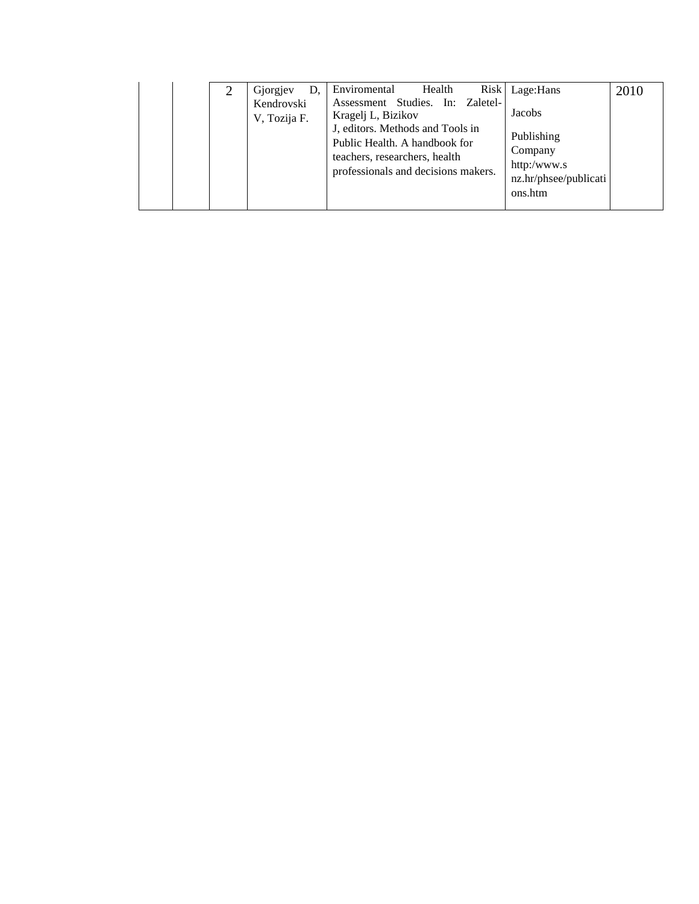| | | | | | | |
|---|---|---|---|---|---|---|
| | | 2 | Gjorgjev D, Kendrovski V, Tozija F. | Enviromental Health Risk Assessment Studies. In: Zaletel-Kragelj L, Bizikov J, editors. Methods and Tools in Public Health. A handbook for teachers, researchers, health professionals and decisions makers. | Lage:Hans Jacobs Publishing Company http:/www.snz.hr/phsee/publications.htm | 2010 |